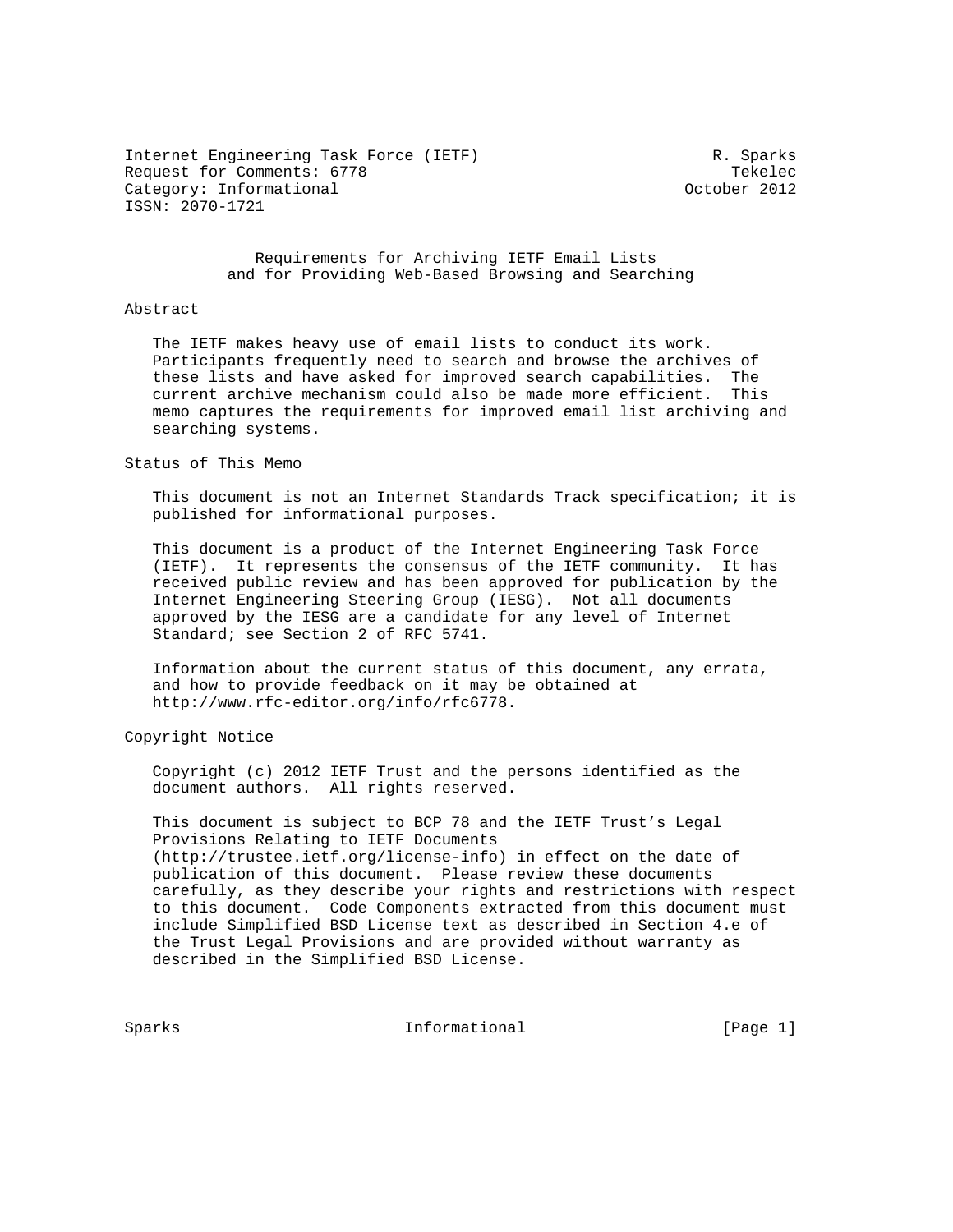Internet Engineering Task Force (IETF) R. Sparks
Request for Comments: 6778 Tekelec
Category: Informational October 2012
ISSN: 2070-1721

# Requirements for Archiving IETF Email Lists and for Providing Web-Based Browsing and Searching

## Abstract

The IETF makes heavy use of email lists to conduct its work. Participants frequently need to search and browse the archives of these lists and have asked for improved search capabilities. The current archive mechanism could also be made more efficient. This memo captures the requirements for improved email list archiving and searching systems.

## Status of This Memo

This document is not an Internet Standards Track specification; it is published for informational purposes.

This document is a product of the Internet Engineering Task Force (IETF). It represents the consensus of the IETF community. It has received public review and has been approved for publication by the Internet Engineering Steering Group (IESG). Not all documents approved by the IESG are a candidate for any level of Internet Standard; see Section 2 of RFC 5741.

Information about the current status of this document, any errata, and how to provide feedback on it may be obtained at http://www.rfc-editor.org/info/rfc6778.

## Copyright Notice

Copyright (c) 2012 IETF Trust and the persons identified as the document authors. All rights reserved.

This document is subject to BCP 78 and the IETF Trust's Legal Provisions Relating to IETF Documents (http://trustee.ietf.org/license-info) in effect on the date of publication of this document. Please review these documents carefully, as they describe your rights and restrictions with respect to this document. Code Components extracted from this document must include Simplified BSD License text as described in Section 4.e of the Trust Legal Provisions and are provided without warranty as described in the Simplified BSD License.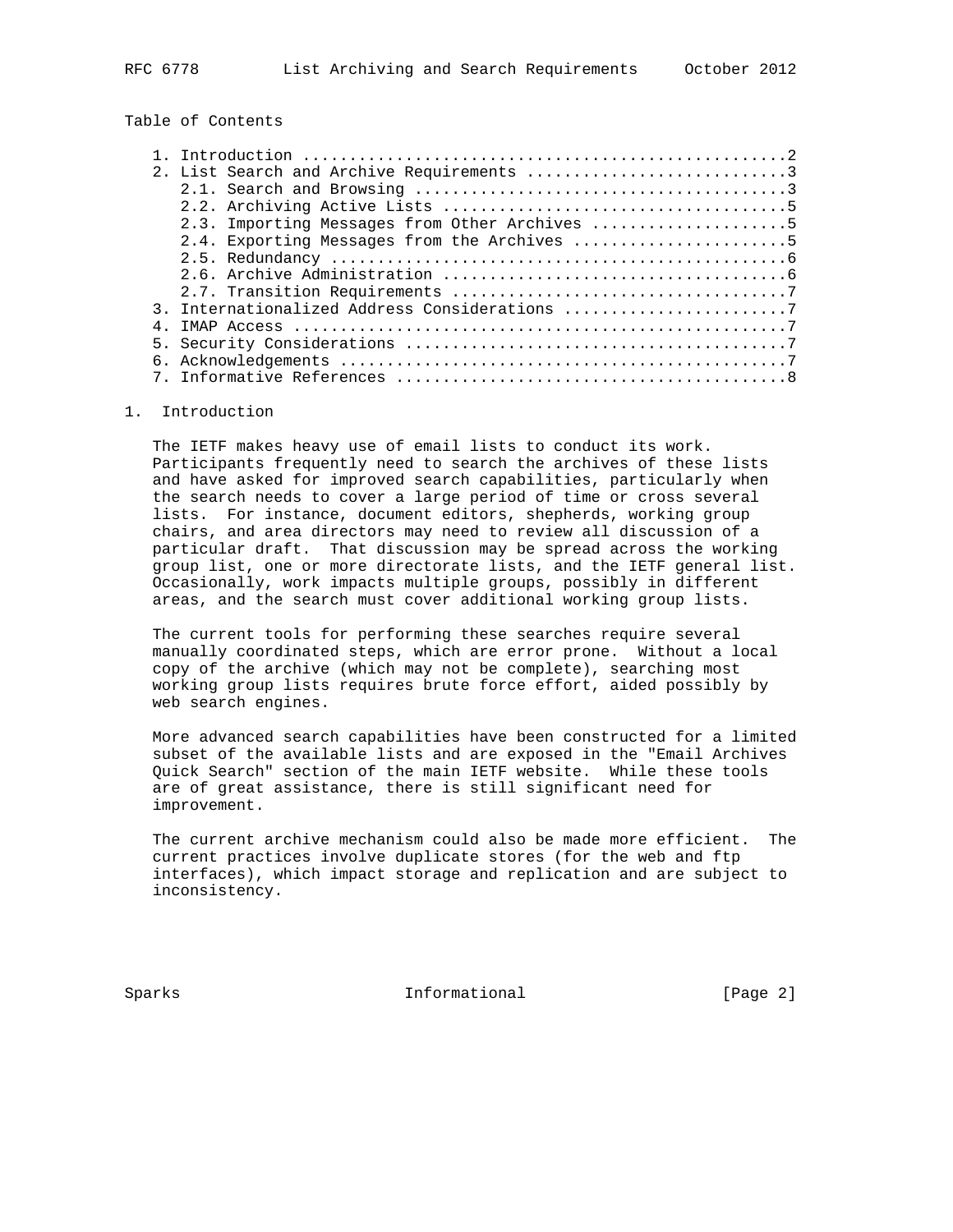Table of Contents

1. Introduction ....................................................2
2. List Search and Archive Requirements ............................3
   2.1. Search and Browsing ........................................3
   2.2. Archiving Active Lists .....................................5
   2.3. Importing Messages from Other Archives .....................5
   2.4. Exporting Messages from the Archives .......................5
   2.5. Redundancy .................................................6
   2.6. Archive Administration .....................................6
   2.7. Transition Requirements ....................................7
3. Internationalized Address Considerations ........................7
4. IMAP Access .....................................................7
5. Security Considerations .........................................7
6. Acknowledgements ................................................7
7. Informative References ..........................................8

# 1. Introduction

The IETF makes heavy use of email lists to conduct its work. Participants frequently need to search the archives of these lists and have asked for improved search capabilities, particularly when the search needs to cover a large period of time or cross several lists. For instance, document editors, shepherds, working group chairs, and area directors may need to review all discussion of a particular draft. That discussion may be spread across the working group list, one or more directorate lists, and the IETF general list. Occasionally, work impacts multiple groups, possibly in different areas, and the search must cover additional working group lists.

The current tools for performing these searches require several manually coordinated steps, which are error prone. Without a local copy of the archive (which may not be complete), searching most working group lists requires brute force effort, aided possibly by web search engines.

More advanced search capabilities have been constructed for a limited subset of the available lists and are exposed in the "Email Archives Quick Search" section of the main IETF website. While these tools are of great assistance, there is still significant need for improvement.

The current archive mechanism could also be made more efficient. The current practices involve duplicate stores (for the web and ftp interfaces), which impact storage and replication and are subject to inconsistency.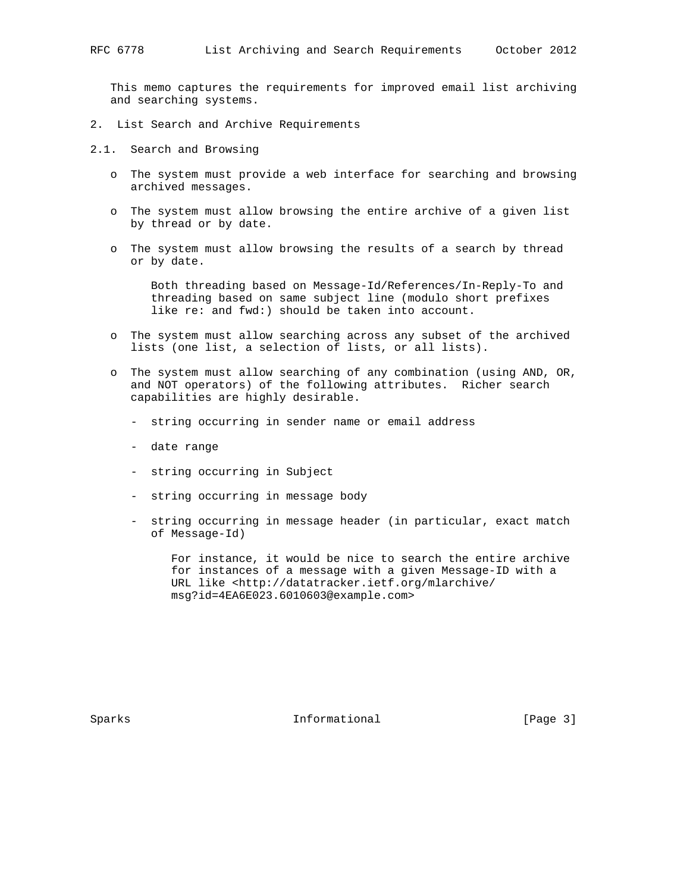This memo captures the requirements for improved email list archiving and searching systems.

## 2. List Search and Archive Requirements

### 2.1. Search and Browsing

- The system must provide a web interface for searching and browsing archived messages.

- The system must allow browsing the entire archive of a given list by thread or by date.

- The system must allow browsing the results of a search by thread or by date.

  Both threading based on Message-Id/References/In-Reply-To and threading based on same subject line (modulo short prefixes like re: and fwd:) should be taken into account.

- The system must allow searching across any subset of the archived lists (one list, a selection of lists, or all lists).

- The system must allow searching of any combination (using AND, OR, and NOT operators) of the following attributes. Richer search capabilities are highly desirable.

  - string occurring in sender name or email address

  - date range

  - string occurring in Subject

  - string occurring in message body

  - string occurring in message header (in particular, exact match of Message-Id)

    For instance, it would be nice to search the entire archive for instances of a message with a given Message-ID with a URL like <http://datatracker.ietf.org/mlarchive/msg?id=4EA6E023.6010603@example.com>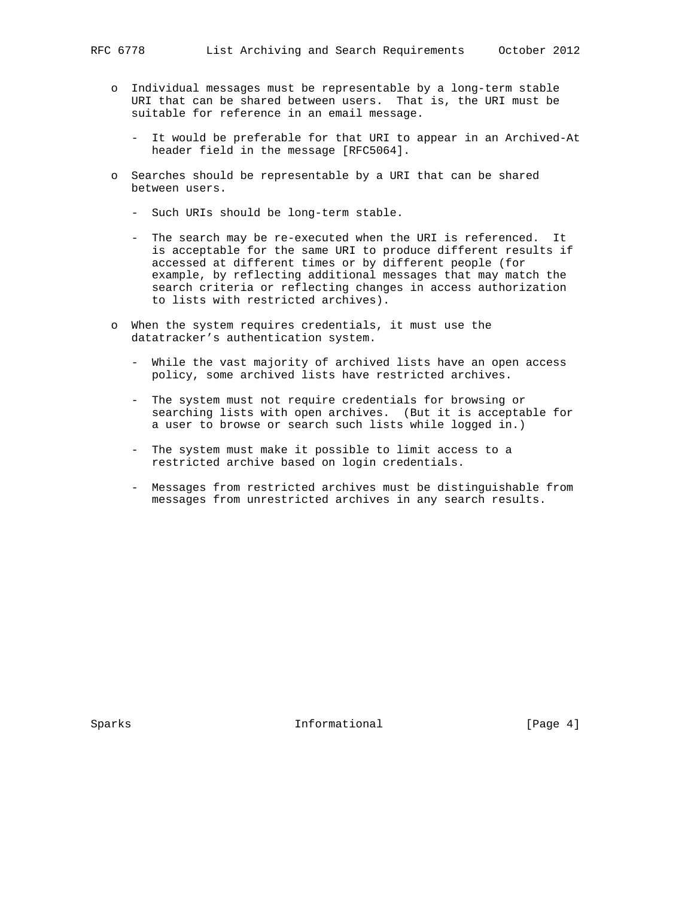- Individual messages must be representable by a long-term stable URI that can be shared between users. That is, the URI must be suitable for reference in an email message.

  - It would be preferable for that URI to appear in an Archived-At header field in the message [RFC5064].

- Searches should be representable by a URI that can be shared between users.

  - Such URIs should be long-term stable.

  - The search may be re-executed when the URI is referenced. It is acceptable for the same URI to produce different results if accessed at different times or by different people (for example, by reflecting additional messages that may match the search criteria or reflecting changes in access authorization to lists with restricted archives).

- When the system requires credentials, it must use the datatracker's authentication system.

  - While the vast majority of archived lists have an open access policy, some archived lists have restricted archives.

  - The system must not require credentials for browsing or searching lists with open archives. (But it is acceptable for a user to browse or search such lists while logged in.)

  - The system must make it possible to limit access to a restricted archive based on login credentials.

  - Messages from restricted archives must be distinguishable from messages from unrestricted archives in any search results.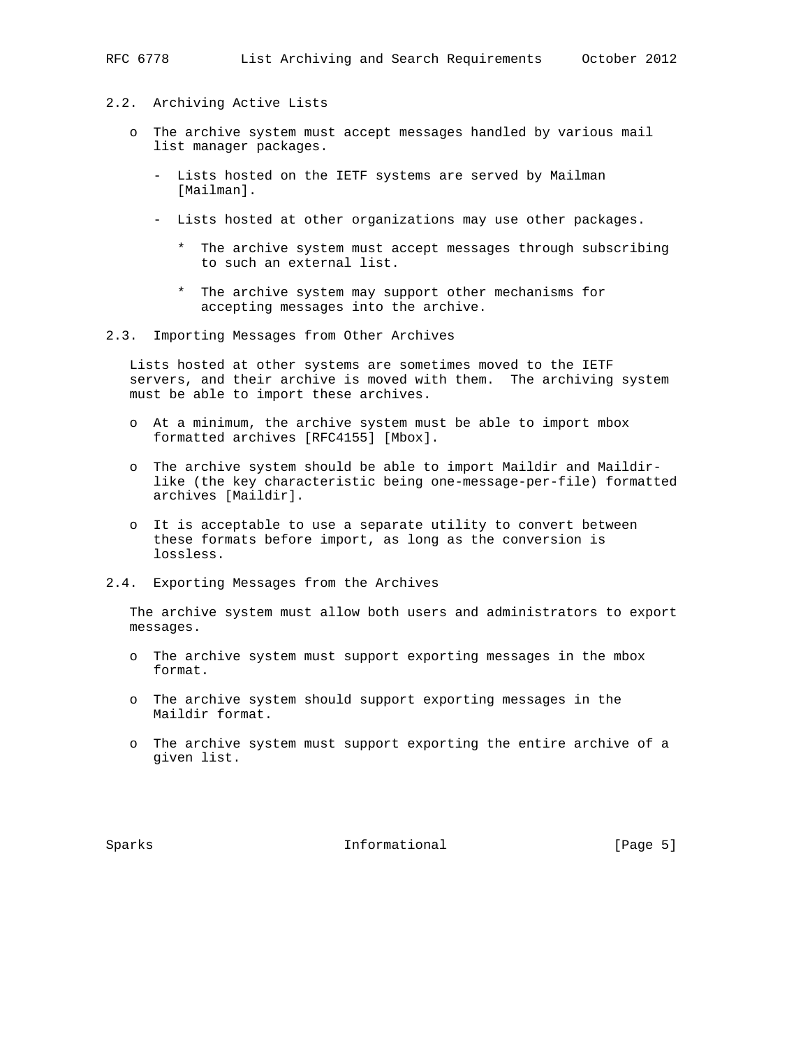### 2.2. Archiving Active Lists

- The archive system must accept messages handled by various mail list manager packages.
  - Lists hosted on the IETF systems are served by Mailman [Mailman].
  - Lists hosted at other organizations may use other packages.
    - The archive system must accept messages through subscribing to such an external list.
    - The archive system may support other mechanisms for accepting messages into the archive.

### 2.3. Importing Messages from Other Archives

Lists hosted at other systems are sometimes moved to the IETF servers, and their archive is moved with them. The archiving system must be able to import these archives.

- At a minimum, the archive system must be able to import mbox formatted archives [RFC4155] [Mbox].
- The archive system should be able to import Maildir and Maildir-like (the key characteristic being one-message-per-file) formatted archives [Maildir].
- It is acceptable to use a separate utility to convert between these formats before import, as long as the conversion is lossless.

### 2.4. Exporting Messages from the Archives

The archive system must allow both users and administrators to export messages.

- The archive system must support exporting messages in the mbox format.
- The archive system should support exporting messages in the Maildir format.
- The archive system must support exporting the entire archive of a given list.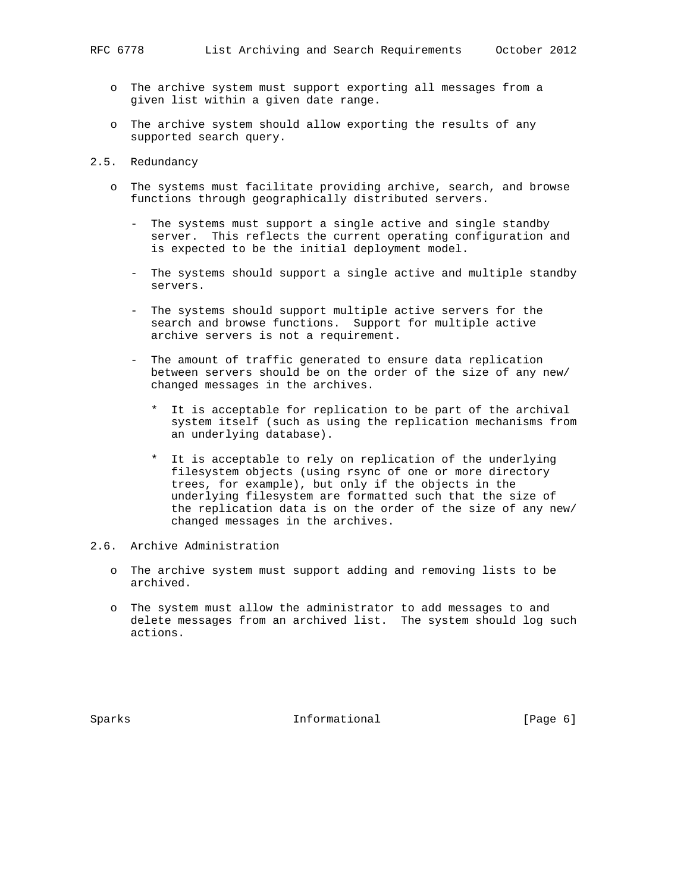- The archive system must support exporting all messages from a given list within a given date range.

- The archive system should allow exporting the results of any supported search query.

### 2.5. Redundancy

- The systems must facilitate providing archive, search, and browse functions through geographically distributed servers.

  - The systems must support a single active and single standby server. This reflects the current operating configuration and is expected to be the initial deployment model.

  - The systems should support a single active and multiple standby servers.

  - The systems should support multiple active servers for the search and browse functions. Support for multiple active archive servers is not a requirement.

  - The amount of traffic generated to ensure data replication between servers should be on the order of the size of any new/changed messages in the archives.

    * It is acceptable for replication to be part of the archival system itself (such as using the replication mechanisms from an underlying database).

    * It is acceptable to rely on replication of the underlying filesystem objects (using rsync of one or more directory trees, for example), but only if the objects in the underlying filesystem are formatted such that the size of the replication data is on the order of the size of any new/changed messages in the archives.

### 2.6. Archive Administration

- The archive system must support adding and removing lists to be archived.

- The system must allow the administrator to add messages to and delete messages from an archived list. The system should log such actions.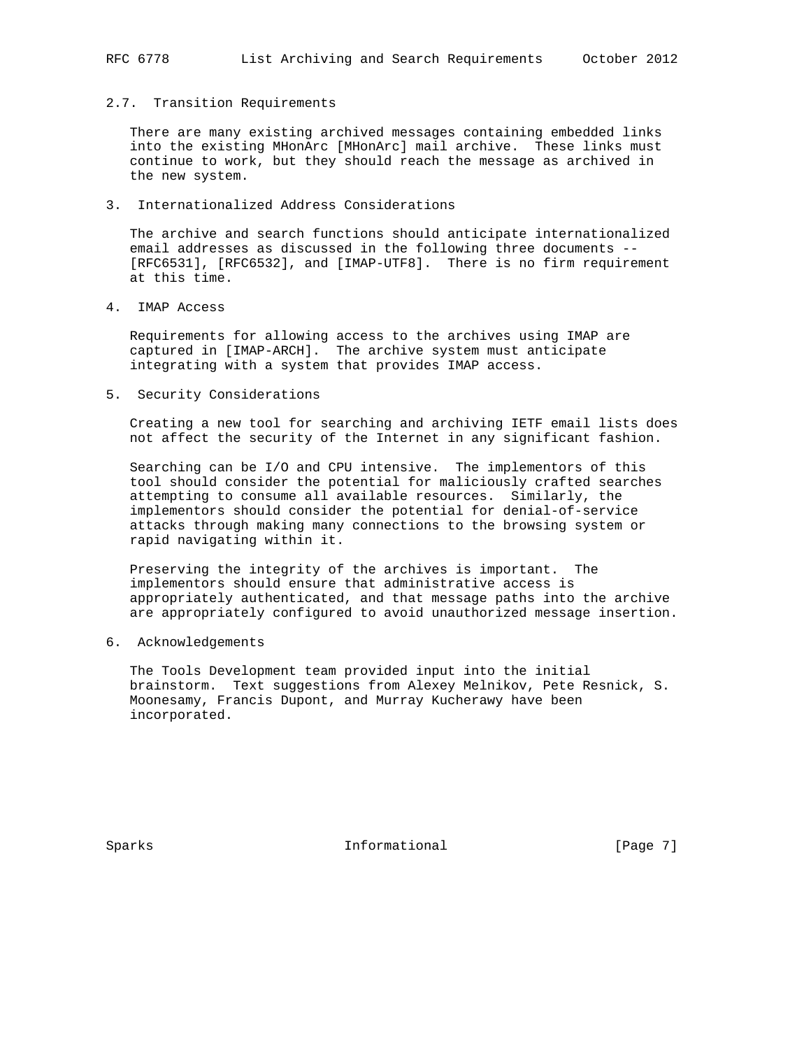### 2.7. Transition Requirements

There are many existing archived messages containing embedded links into the existing MHonArc [MHonArc] mail archive. These links must continue to work, but they should reach the message as archived in the new system.

## 3. Internationalized Address Considerations

The archive and search functions should anticipate internationalized email addresses as discussed in the following three documents -- [RFC6531], [RFC6532], and [IMAP-UTF8]. There is no firm requirement at this time.

## 4. IMAP Access

Requirements for allowing access to the archives using IMAP are captured in [IMAP-ARCH]. The archive system must anticipate integrating with a system that provides IMAP access.

## 5. Security Considerations

Creating a new tool for searching and archiving IETF email lists does not affect the security of the Internet in any significant fashion.

Searching can be I/O and CPU intensive. The implementors of this tool should consider the potential for maliciously crafted searches attempting to consume all available resources. Similarly, the implementors should consider the potential for denial-of-service attacks through making many connections to the browsing system or rapid navigating within it.

Preserving the integrity of the archives is important. The implementors should ensure that administrative access is appropriately authenticated, and that message paths into the archive are appropriately configured to avoid unauthorized message insertion.

## 6. Acknowledgements

The Tools Development team provided input into the initial brainstorm. Text suggestions from Alexey Melnikov, Pete Resnick, S. Moonesamy, Francis Dupont, and Murray Kucherawy have been incorporated.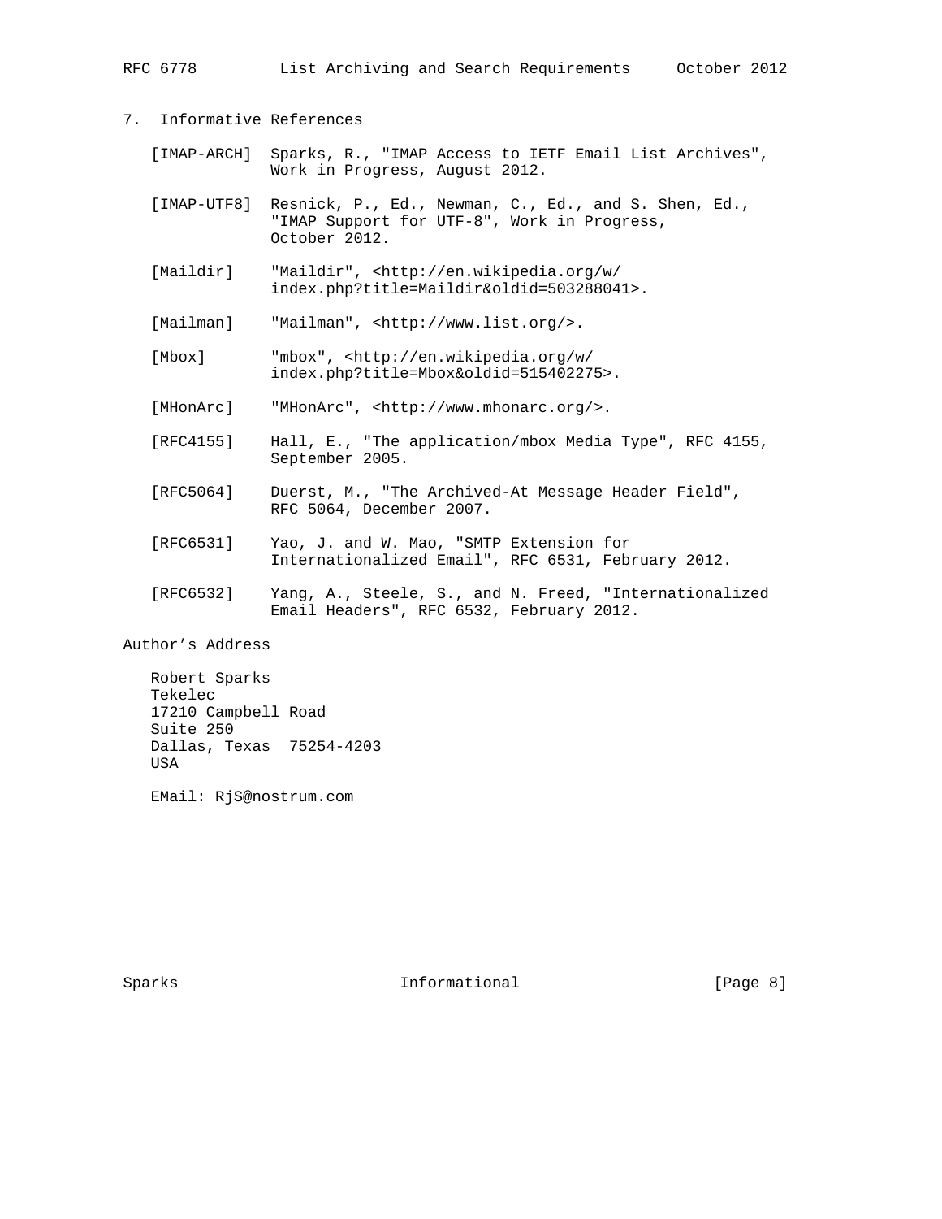## 7. Informative References

[IMAP-ARCH] Sparks, R., "IMAP Access to IETF Email List Archives", Work in Progress, August 2012.

[IMAP-UTF8] Resnick, P., Ed., Newman, C., Ed., and S. Shen, Ed., "IMAP Support for UTF-8", Work in Progress, October 2012.

[Maildir] "Maildir", <http://en.wikipedia.org/w/index.php?title=Maildir&oldid=503288041>.

[Mailman] "Mailman", <http://www.list.org/>.

[Mbox] "mbox", <http://en.wikipedia.org/w/index.php?title=Mbox&oldid=515402275>.

[MHonArc] "MHonArc", <http://www.mhonarc.org/>.

[RFC4155] Hall, E., "The application/mbox Media Type", RFC 4155, September 2005.

[RFC5064] Duerst, M., "The Archived-At Message Header Field", RFC 5064, December 2007.

[RFC6531] Yao, J. and W. Mao, "SMTP Extension for Internationalized Email", RFC 6531, February 2012.

[RFC6532] Yang, A., Steele, S., and N. Freed, "Internationalized Email Headers", RFC 6532, February 2012.

## Author's Address

Robert Sparks
Tekelec
17210 Campbell Road
Suite 250
Dallas, Texas 75254-4203
USA

EMail: RjS@nostrum.com